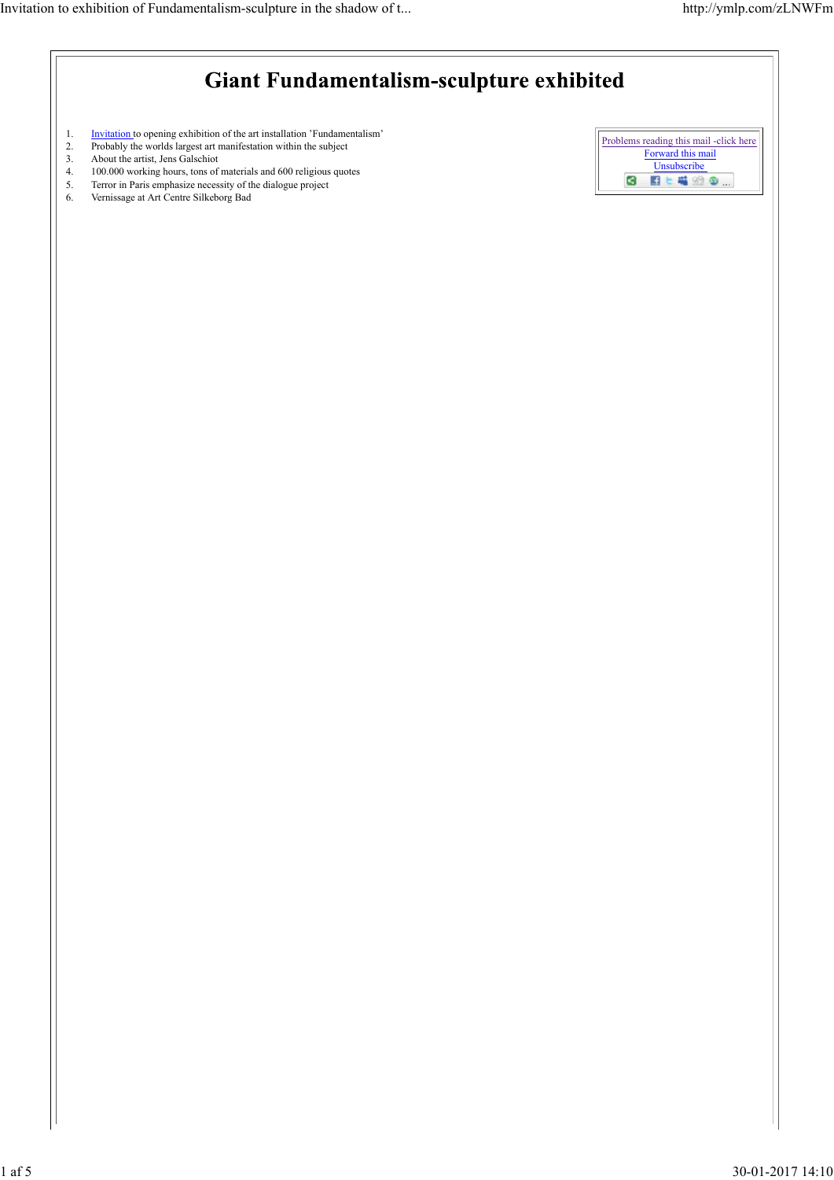# Giant Fundamentalism-sculpture exhibited

1. Invitation to opening exhibition of the art installation 'Fundamentalism'
2. Probably the worlds largest art manifestation within the subject
3. About the artist, Jens Galschiot
4. 100.000 working hours, tons of materials and 600 religious quotes
5. Terror in Paris emphasize necessity of the dialogue project
6. Vernissage at Art Centre Silkeborg Bad

Problems reading this mail -click here
Forward this mail
Unsubscribe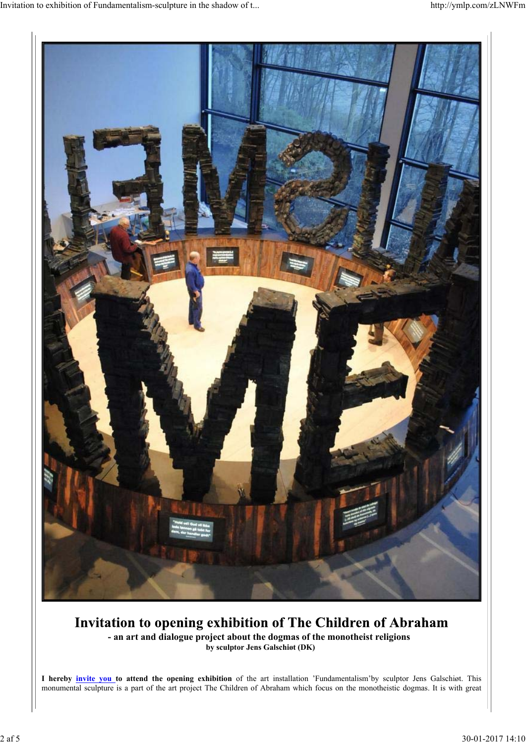# Invitation to opening exhibition of The Children of Abraham

**- an art and dialogue project about the dogmas of the monotheist religions**

**by sculptor Jens Galschiøt (DK)**

**I hereby invite you to attend the opening exhibition** of the art installation 'Fundamentalism'by sculptor Jens Galschiøt. This monumental sculpture is a part of the art project The Children of Abraham which focus on the monotheistic dogmas. It is with great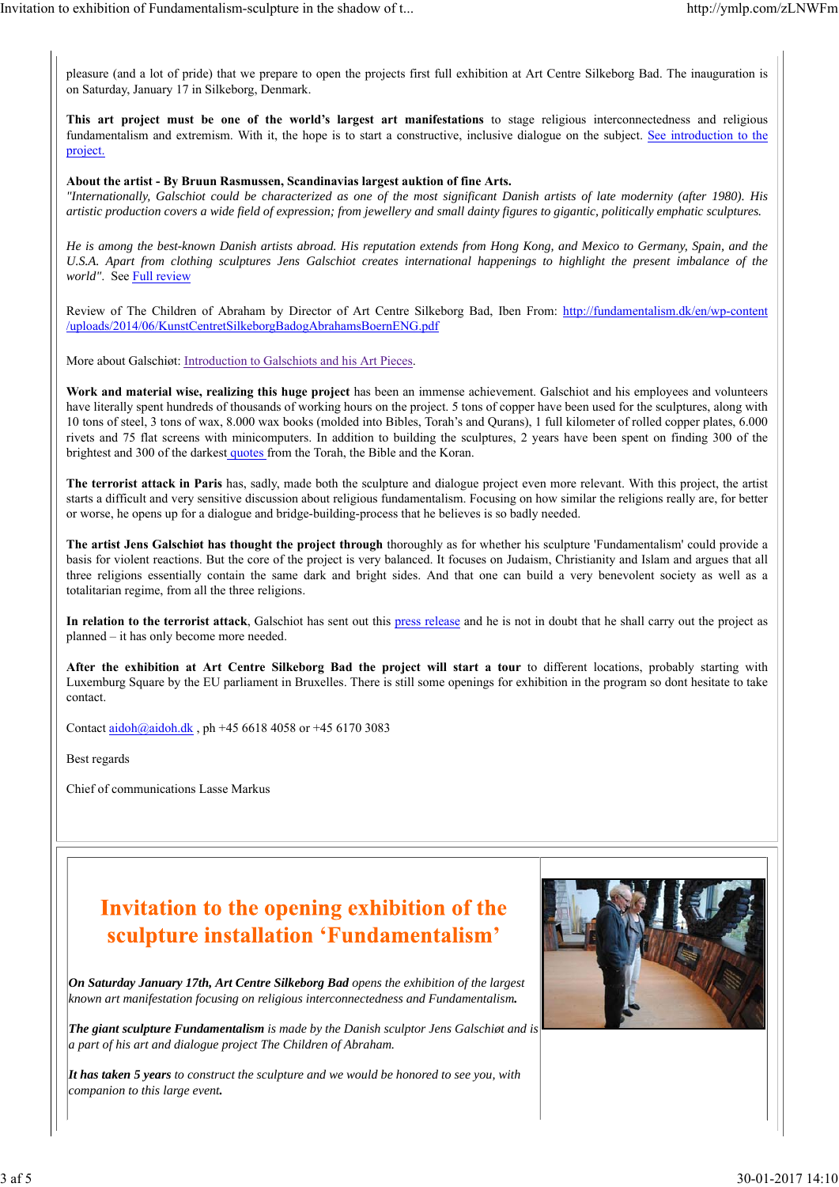pleasure (and a lot of pride) that we prepare to open the projects first full exhibition at Art Centre Silkeborg Bad. The inauguration is on Saturday, January 17 in Silkeborg, Denmark.

**This art project must be one of the world's largest art manifestations** to stage religious interconnectedness and religious fundamentalism and extremism. With it, the hope is to start a constructive, inclusive dialogue on the subject. See introduction to the project.

**About the artist - By Bruun Rasmussen, Scandinavias largest auktion of fine Arts.**
*"Internationally, Galschiot could be characterized as one of the most significant Danish artists of late modernity (after 1980). His artistic production covers a wide field of expression; from jewellery and small dainty figures to gigantic, politically emphatic sculptures.*

*He is among the best-known Danish artists abroad. His reputation extends from Hong Kong, and Mexico to Germany, Spain, and the U.S.A. Apart from clothing sculptures Jens Galschiot creates international happenings to highlight the present imbalance of the world".* See Full review

Review of The Children of Abraham by Director of Art Centre Silkeborg Bad, Iben From: http://fundamentalism.dk/en/wp-content/uploads/2014/06/KunstCentretSilkeborgBadogAbrahamsBoernENG.pdf

More about Galschiøt: Introduction to Galschiots and his Art Pieces.

**Work and material wise, realizing this huge project** has been an immense achievement. Galschiot and his employees and volunteers have literally spent hundreds of thousands of working hours on the project. 5 tons of copper have been used for the sculptures, along with 10 tons of steel, 3 tons of wax, 8.000 wax books (molded into Bibles, Torah's and Qurans), 1 full kilometer of rolled copper plates, 6.000 rivets and 75 flat screens with minicomputers. In addition to building the sculptures, 2 years have been spent on finding 300 of the brightest and 300 of the darkest quotes from the Torah, the Bible and the Koran.

**The terrorist attack in Paris** has, sadly, made both the sculpture and dialogue project even more relevant. With this project, the artist starts a difficult and very sensitive discussion about religious fundamentalism. Focusing on how similar the religions really are, for better or worse, he opens up for a dialogue and bridge-building-process that he believes is so badly needed.

**The artist Jens Galschiøt has thought the project through** thoroughly as for whether his sculpture 'Fundamentalism' could provide a basis for violent reactions. But the core of the project is very balanced. It focuses on Judaism, Christianity and Islam and argues that all three religions essentially contain the same dark and bright sides. And that one can build a very benevolent society as well as a totalitarian regime, from all the three religions.

**In relation to the terrorist attack**, Galschiot has sent out this press release and he is not in doubt that he shall carry out the project as planned – it has only become more needed.

**After the exhibition at Art Centre Silkeborg Bad the project will start a tour** to different locations, probably starting with Luxemburg Square by the EU parliament in Bruxelles. There is still some openings for exhibition in the program so dont hesitate to take contact.

Contact aidoh@aidoh.dk , ph +45 6618 4058 or +45 6170 3083

Best regards

Chief of communications Lasse Markus

# Invitation to the opening exhibition of the sculpture installation 'Fundamentalism'

***On Saturday January 17th, Art Centre Silkeborg Bad** opens the exhibition of the largest known art manifestation focusing on religious interconnectedness and Fundamentalism.*

***The giant sculpture Fundamentalism** is made by the Danish sculptor Jens Galschiøt and is a part of his art and dialogue project The Children of Abraham.*

***It has taken 5 years** to construct the sculpture and we would be honored to see you, with companion to this large event.*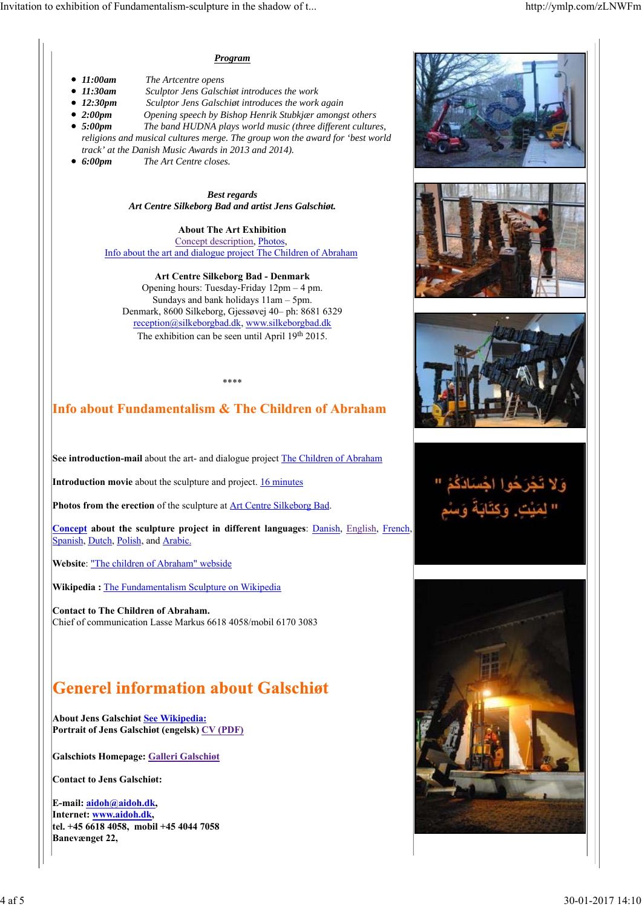***Program***

- ***11:00am*** *The Artcentre opens*
- ***11:30am*** *Sculptor Jens Galschiøt introduces the work*
- ***12:30pm*** *Sculptor Jens Galschiøt introduces the work again*
- ***2:00pm*** *Opening speech by Bishop Henrik Stubkjær amongst others*
- ***5:00pm*** *The band HUDNA plays world music (three different cultures, religions and musical cultures merge. The group won the award for 'best world track' at the Danish Music Awards in 2013 and 2014).*
- ***6:00pm*** *The Art Centre closes.*

***Best regards***
***Art Centre Silkeborg Bad and artist Jens Galschiøt.***

**About The Art Exhibition**
Concept description, Photos,
Info about the art and dialogue project The Children of Abraham

**Art Centre Silkeborg Bad - Denmark**
Opening hours: Tuesday-Friday 12pm – 4 pm.
Sundays and bank holidays 11am – 5pm.
Denmark, 8600 Silkeborg, Gjessøvej 40– ph: 8681 6329
reception@silkeborgbad.dk, www.silkeborgbad.dk
The exhibition can be seen until April 19th 2015.

****

## Info about Fundamentalism & The Children of Abraham

**See introduction-mail** about the art- and dialogue project The Children of Abraham

**Introduction movie** about the sculpture and project. 16 minutes

**Photos from the erection** of the sculpture at Art Centre Silkeborg Bad.

**Concept about the sculpture project in different languages**: Danish, English, French, Spanish, Dutch, Polish, and Arabic.

**Website**: "The children of Abraham" webside

**Wikipedia :** The Fundamentalism Sculpture on Wikipedia

**Contact to The Children of Abraham.**
Chief of communication Lasse Markus 6618 4058/mobil 6170 3083

## Generel information about Galschiøt

**About Jens Galschiøt See Wikipedia:**
**Portrait of Jens Galschiøt (engelsk) CV (PDF)**

**Galschiots Homepage: Galleri Galschiøt**

**Contact to Jens Galschiøt:**

**E-mail: aidoh@aidoh.dk,**
**Internet: www.aidoh.dk,**
**tel. +45 6618 4058, mobil +45 4044 7058**
**Banevænget 22,**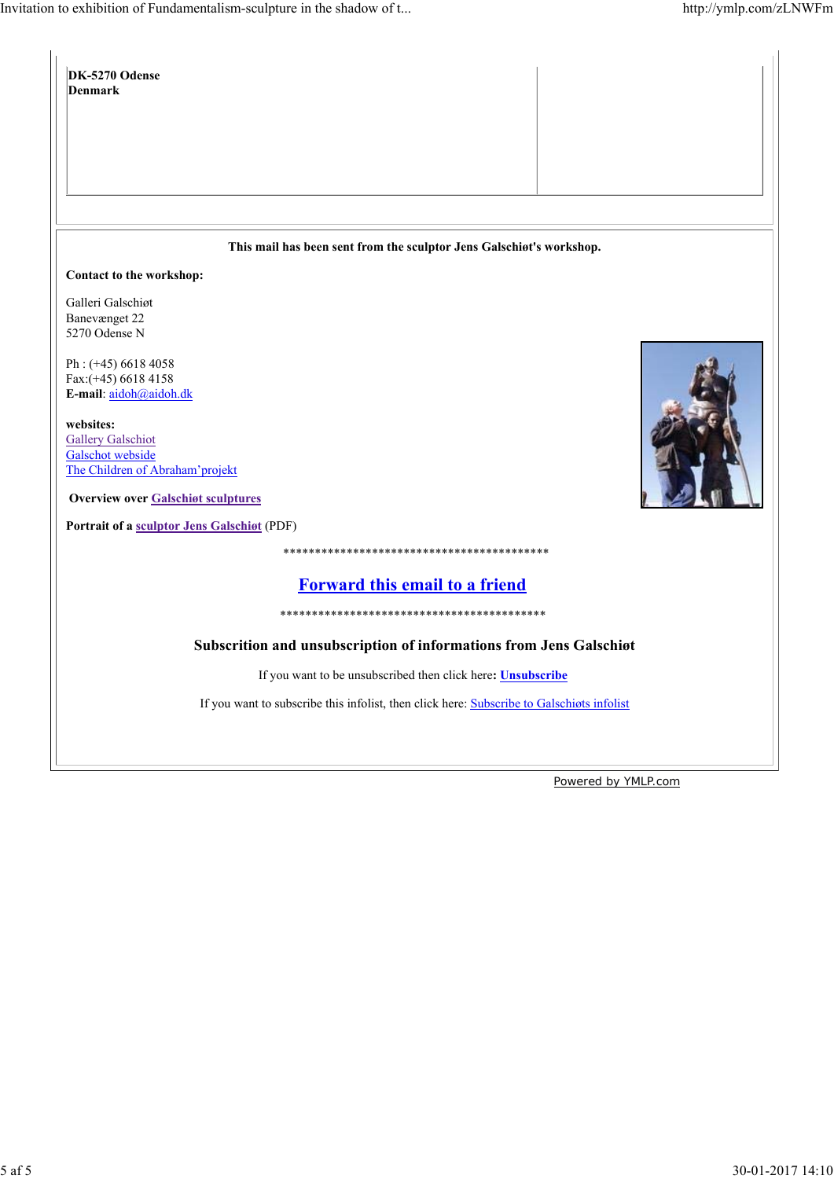**DK-5270 Odense**
**Denmark**

**This mail has been sent from the sculptor Jens Galschiøt's workshop.**

**Contact to the workshop:**

Galleri Galschiøt
Banevænget 22
5270 Odense N

Ph : (+45) 6618 4058
Fax:(+45) 6618 4158
**E-mail**: aidoh@aidoh.dk

**websites:**
Gallery Galschiot
Galschot webside
The Children of Abraham'projekt

**Overview over Galschiøt sculptures**

**Portrait of a sculptor Jens Galschiøt** (PDF)

******************************************

## Forward this email to a friend

******************************************

### Subscrition and unsubscription of informations from Jens Galschiøt

If you want to be unsubscribed then click here**: Unsubscribe**

If you want to subscribe this infolist, then click here: Subscribe to Galschiøts infolist

Powered by YMLP.com